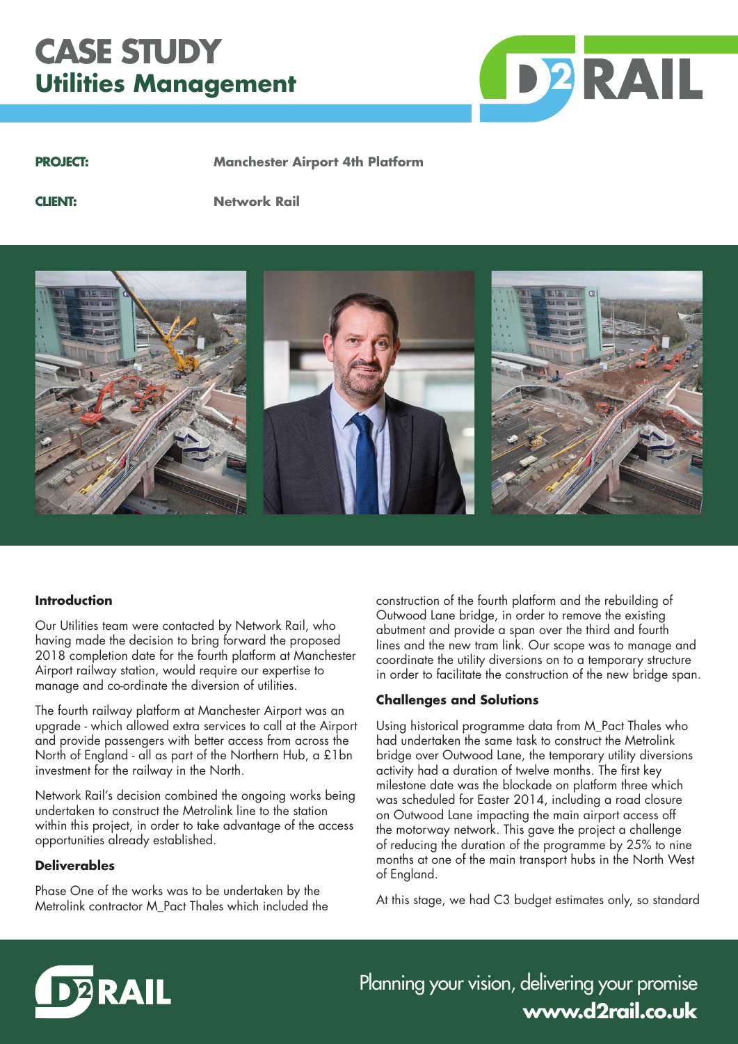# CASE STUDY
## Utilities Management

**PROJECT:** Manchester Airport 4th Platform

**CLIENT:** Network Rail

### Introduction

Our Utilities team were contacted by Network Rail, who having made the decision to bring forward the proposed 2018 completion date for the fourth platform at Manchester Airport railway station, would require our expertise to manage and co-ordinate the diversion of utilities.

The fourth railway platform at Manchester Airport was an upgrade - which allowed extra services to call at the Airport and provide passengers with better access from across the North of England - all as part of the Northern Hub, a £1bn investment for the railway in the North.

Network Rail's decision combined the ongoing works being undertaken to construct the Metrolink line to the station within this project, in order to take advantage of the access opportunities already established.

### Deliverables

Phase One of the works was to be undertaken by the Metrolink contractor M_Pact Thales which included the construction of the fourth platform and the rebuilding of Outwood Lane bridge, in order to remove the existing abutment and provide a span over the third and fourth lines and the new tram link. Our scope was to manage and coordinate the utility diversions on to a temporary structure in order to facilitate the construction of the new bridge span.

### Challenges and Solutions

Using historical programme data from M_Pact Thales who had undertaken the same task to construct the Metrolink bridge over Outwood Lane, the temporary utility diversions activity had a duration of twelve months. The first key milestone date was the blockade on platform three which was scheduled for Easter 2014, including a road closure on Outwood Lane impacting the main airport access off the motorway network. This gave the project a challenge of reducing the duration of the programme by 25% to nine months at one of the main transport hubs in the North West of England.

At this stage, we had C3 budget estimates only, so standard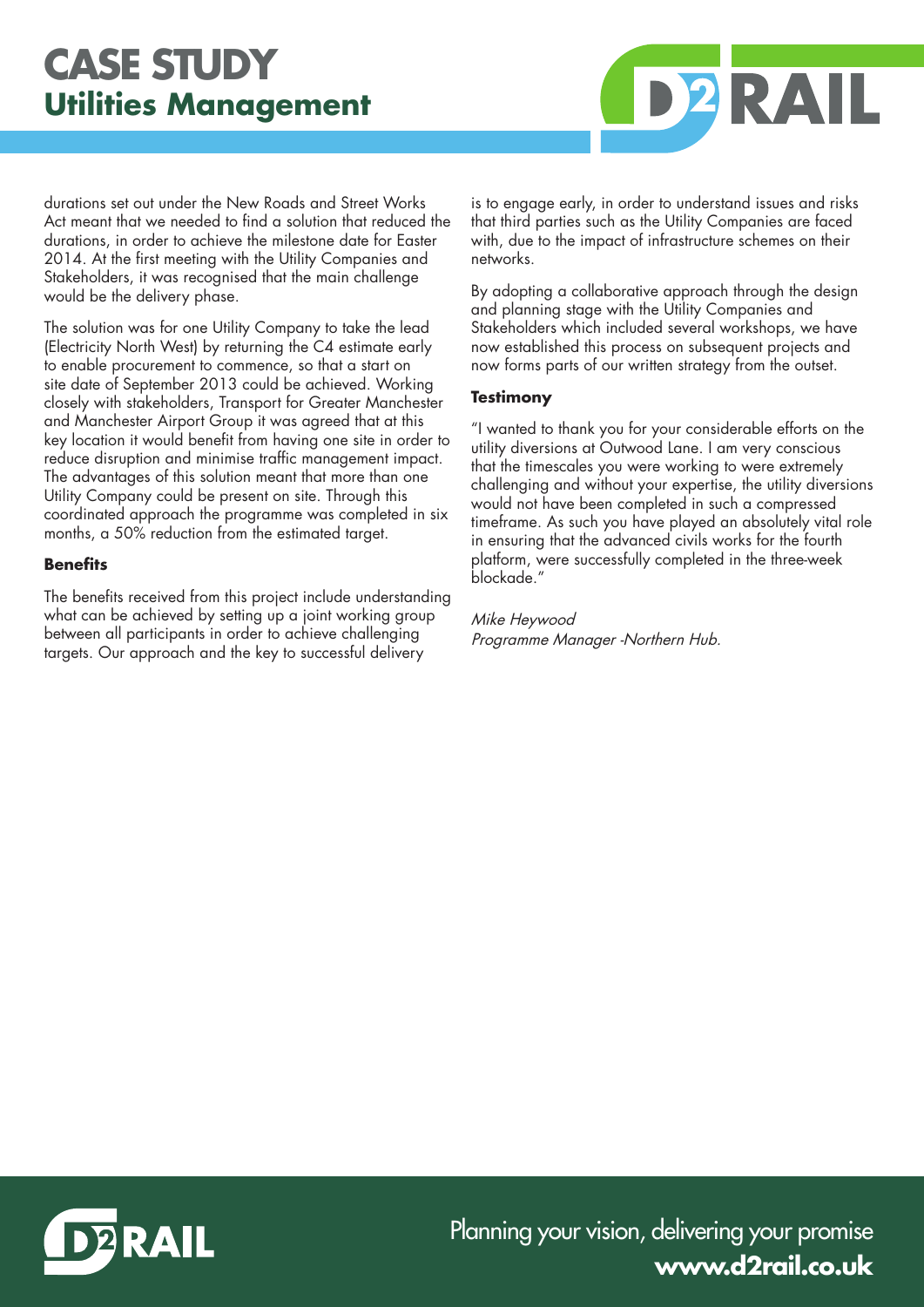# CASE STUDY
## Utilities Management

durations set out under the New Roads and Street Works Act meant that we needed to find a solution that reduced the durations, in order to achieve the milestone date for Easter 2014. At the first meeting with the Utility Companies and Stakeholders, it was recognised that the main challenge would be the delivery phase.

The solution was for one Utility Company to take the lead (Electricity North West) by returning the C4 estimate early to enable procurement to commence, so that a start on site date of September 2013 could be achieved. Working closely with stakeholders, Transport for Greater Manchester and Manchester Airport Group it was agreed that at this key location it would benefit from having one site in order to reduce disruption and minimise traffic management impact. The advantages of this solution meant that more than one Utility Company could be present on site. Through this coordinated approach the programme was completed in six months, a 50% reduction from the estimated target.

**Benefits**

The benefits received from this project include understanding what can be achieved by setting up a joint working group between all participants in order to achieve challenging targets. Our approach and the key to successful delivery is to engage early, in order to understand issues and risks that third parties such as the Utility Companies are faced with, due to the impact of infrastructure schemes on their networks.

By adopting a collaborative approach through the design and planning stage with the Utility Companies and Stakeholders which included several workshops, we have now established this process on subsequent projects and now forms parts of our written strategy from the outset.

**Testimony**

"I wanted to thank you for your considerable efforts on the utility diversions at Outwood Lane. I am very conscious that the timescales you were working to were extremely challenging and without your expertise, the utility diversions would not have been completed in such a compressed timeframe. As such you have played an absolutely vital role in ensuring that the advanced civils works for the fourth platform, were successfully completed in the three-week blockade."

*Mike Heywood*
*Programme Manager -Northern Hub.*

Planning your vision, delivering your promise
**www.d2rail.co.uk**